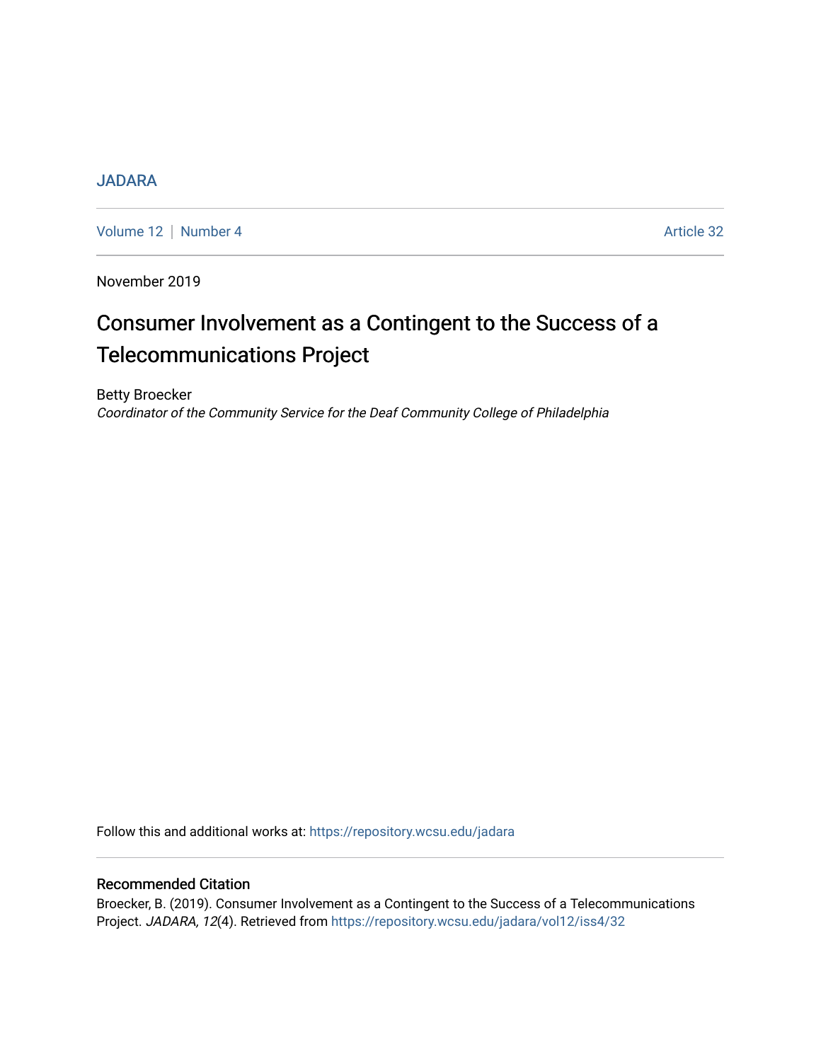JADARA

Volume 12 | Number 4 | Article 32

November 2019

# Consumer Involvement as a Contingent to the Success of a Telecommunications Project

Betty Broecker

*Coordinator of the Community Service for the Deaf Community College of Philadelphia*

Follow this and additional works at: https://repository.wcsu.edu/jadara

## Recommended Citation

Broecker, B. (2019). Consumer Involvement as a Contingent to the Success of a Telecommunications Project. *JADARA, 12*(4). Retrieved from https://repository.wcsu.edu/jadara/vol12/iss4/32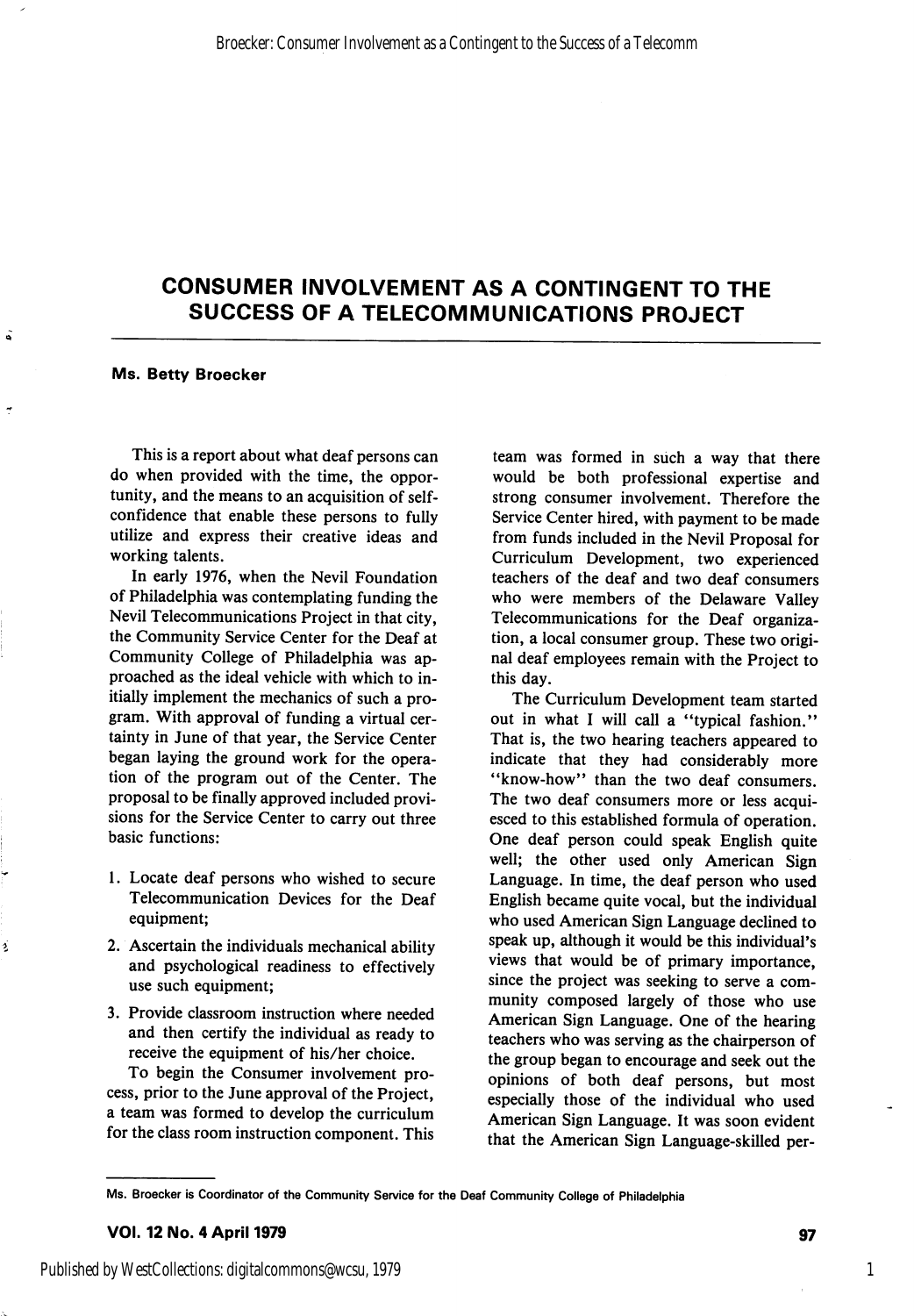# CONSUMER INVOLVEMENT AS A CONTINGENT TO THE SUCCESS OF A TELECOMMUNICATIONS PROJECT

**Ms. Betty Broecker**

This is a report about what deaf persons can do when provided with the time, the opportunity, and the means to an acquisition of self-confidence that enable these persons to fully utilize and express their creative ideas and working talents.

In early 1976, when the Nevil Foundation of Philadelphia was contemplating funding the Nevil Telecommunications Project in that city, the Community Service Center for the Deaf at Community College of Philadelphia was approached as the ideal vehicle with which to initially implement the mechanics of such a program. With approval of funding a virtual certainty in June of that year, the Service Center began laying the ground work for the operation of the program out of the Center. The proposal to be finally approved included provisions for the Service Center to carry out three basic functions:

1. Locate deaf persons who wished to secure Telecommunication Devices for the Deaf equipment;
2. Ascertain the individuals mechanical ability and psychological readiness to effectively use such equipment;
3. Provide classroom instruction where needed and then certify the individual as ready to receive the equipment of his/her choice.

To begin the Consumer involvement process, prior to the June approval of the Project, a team was formed to develop the curriculum for the class room instruction component. This team was formed in such a way that there would be both professional expertise and strong consumer involvement. Therefore the Service Center hired, with payment to be made from funds included in the Nevil Proposal for Curriculum Development, two experienced teachers of the deaf and two deaf consumers who were members of the Delaware Valley Telecommunications for the Deaf organization, a local consumer group. These two original deaf employees remain with the Project to this day.

The Curriculum Development team started out in what I will call a "typical fashion." That is, the two hearing teachers appeared to indicate that they had considerably more "know-how" than the two deaf consumers. The two deaf consumers more or less acquiesced to this established formula of operation. One deaf person could speak English quite well; the other used only American Sign Language. In time, the deaf person who used English became quite vocal, but the individual who used American Sign Language declined to speak up, although it would be this individual's views that would be of primary importance, since the project was seeking to serve a community composed largely of those who use American Sign Language. One of the hearing teachers who was serving as the chairperson of the group began to encourage and seek out the opinions of both deaf persons, but most especially those of the individual who used American Sign Language. It was soon evident that the American Sign Language-skilled per-

Ms. Broecker is Coordinator of the Community Service for the Deaf Community College of Philadelphia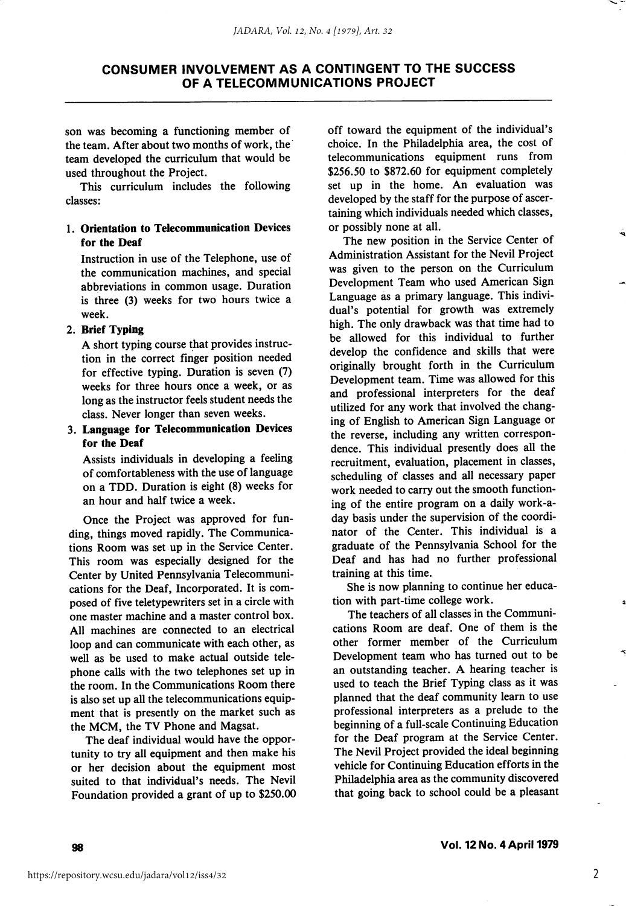## CONSUMER INVOLVEMENT AS A CONTINGENT TO THE SUCCESS OF A TELECOMMUNICATIONS PROJECT

son was becoming a functioning member of the team. After about two months of work, the team developed the curriculum that would be used throughout the Project.

This curriculum includes the following classes:

1. **Orientation to Telecommunication Devices for the Deaf**

   Instruction in use of the Telephone, use of the communication machines, and special abbreviations in common usage. Duration is three (3) weeks for two hours twice a week.

2. **Brief Typing**

   A short typing course that provides instruction in the correct finger position needed for effective typing. Duration is seven (7) weeks for three hours once a week, or as long as the instructor feels student needs the class. Never longer than seven weeks.

3. **Language for Telecommunication Devices for the Deaf**

   Assists individuals in developing a feeling of comfortableness with the use of language on a TDD. Duration is eight (8) weeks for an hour and half twice a week.

Once the Project was approved for funding, things moved rapidly. The Communications Room was set up in the Service Center. This room was especially designed for the Center by United Pennsylvania Telecommunications for the Deaf, Incorporated. It is composed of five teletypewriters set in a circle with one master machine and a master control box. All machines are connected to an electrical loop and can communicate with each other, as well as be used to make actual outside telephone calls with the two telephones set up in the room. In the Communications Room there is also set up all the telecommunications equipment that is presently on the market such as the MCM, the TV Phone and Magsat.

The deaf individual would have the opportunity to try all equipment and then make his or her decision about the equipment most suited to that individual's needs. The Nevil Foundation provided a grant of up to $250.00 off toward the equipment of the individual's choice. In the Philadelphia area, the cost of telecommunications equipment runs from $256.50 to $872.60 for equipment completely set up in the home. An evaluation was developed by the staff for the purpose of ascertaining which individuals needed which classes, or possibly none at all.

The new position in the Service Center of Administration Assistant for the Nevil Project was given to the person on the Curriculum Development Team who used American Sign Language as a primary language. This individual's potential for growth was extremely high. The only drawback was that time had to be allowed for this individual to further develop the confidence and skills that were originally brought forth in the Curriculum Development team. Time was allowed for this and professional interpreters for the deaf utilized for any work that involved the changing of English to American Sign Language or the reverse, including any written correspondence. This individual presently does all the recruitment, evaluation, placement in classes, scheduling of classes and all necessary paper work needed to carry out the smooth functioning of the entire program on a daily work-a-day basis under the supervision of the coordinator of the Center. This individual is a graduate of the Pennsylvania School for the Deaf and has had no further professional training at this time.

She is now planning to continue her education with part-time college work.

The teachers of all classes in the Communications Room are deaf. One of them is the other former member of the Curriculum Development team who has turned out to be an outstanding teacher. A hearing teacher is used to teach the Brief Typing class as it was planned that the deaf community learn to use professional interpreters as a prelude to the beginning of a full-scale Continuing Education for the Deaf program at the Service Center. The Nevil Project provided the ideal beginning vehicle for Continuing Education efforts in the Philadelphia area as the community discovered that going back to school could be a pleasant